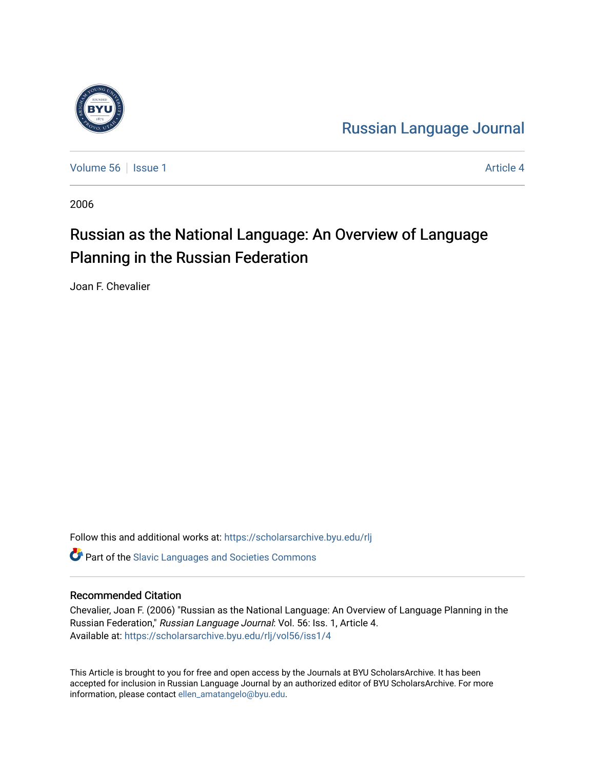Russian Language Journal

Volume 56 | Issue 1 | Article 4

2006

# Russian as the National Language: An Overview of Language Planning in the Russian Federation

Joan F. Chevalier

Follow this and additional works at: https://scholarsarchive.byu.edu/rlj

Part of the Slavic Languages and Societies Commons

## Recommended Citation

Chevalier, Joan F. (2006) "Russian as the National Language: An Overview of Language Planning in the Russian Federation," *Russian Language Journal*: Vol. 56: Iss. 1, Article 4.
Available at: https://scholarsarchive.byu.edu/rlj/vol56/iss1/4

This Article is brought to you for free and open access by the Journals at BYU ScholarsArchive. It has been accepted for inclusion in Russian Language Journal by an authorized editor of BYU ScholarsArchive. For more information, please contact ellen_amatangelo@byu.edu.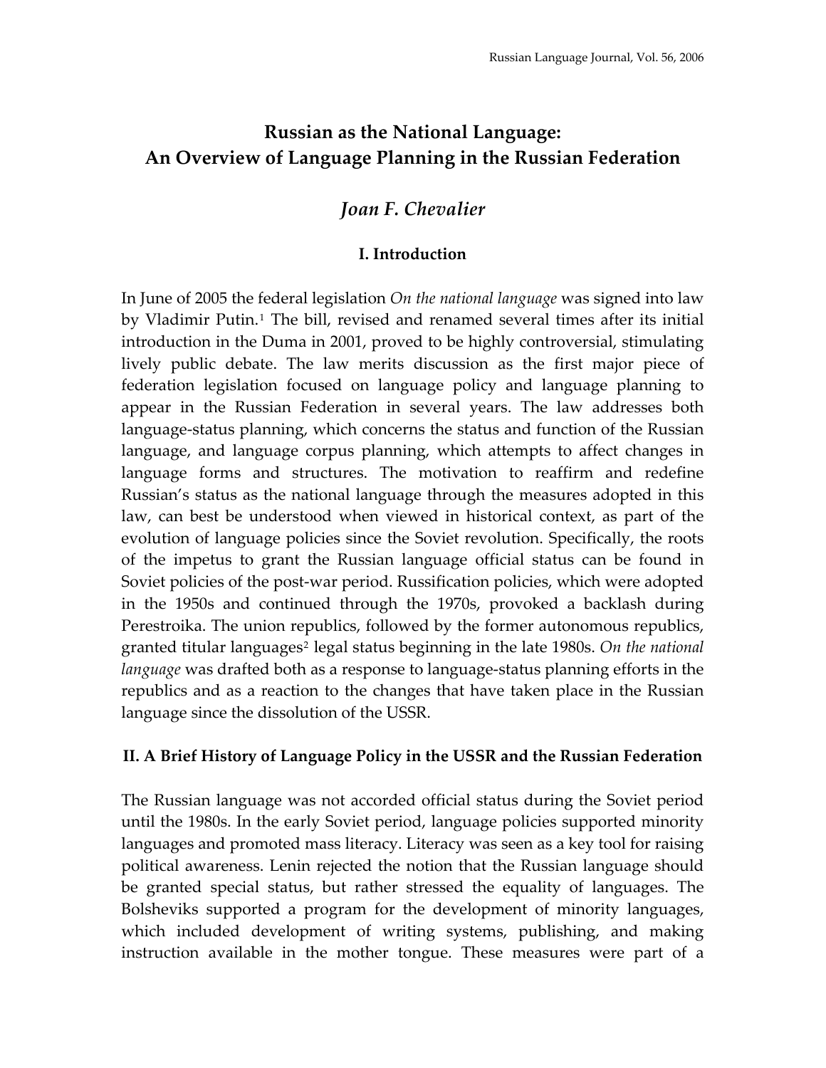# Russian as the National Language: An Overview of Language Planning in the Russian Federation

## *Joan F. Chevalier*

### I. Introduction

In June of 2005 the federal legislation *On the national language* was signed into law by Vladimir Putin.[1] The bill, revised and renamed several times after its initial introduction in the Duma in 2001, proved to be highly controversial, stimulating lively public debate. The law merits discussion as the first major piece of federation legislation focused on language policy and language planning to appear in the Russian Federation in several years. The law addresses both language-status planning, which concerns the status and function of the Russian language, and language corpus planning, which attempts to affect changes in language forms and structures. The motivation to reaffirm and redefine Russian's status as the national language through the measures adopted in this law, can best be understood when viewed in historical context, as part of the evolution of language policies since the Soviet revolution. Specifically, the roots of the impetus to grant the Russian language official status can be found in Soviet policies of the post-war period. Russification policies, which were adopted in the 1950s and continued through the 1970s, provoked a backlash during Perestroika. The union republics, followed by the former autonomous republics, granted titular languages[2] legal status beginning in the late 1980s. *On the national language* was drafted both as a response to language-status planning efforts in the republics and as a reaction to the changes that have taken place in the Russian language since the dissolution of the USSR.

### II. A Brief History of Language Policy in the USSR and the Russian Federation

The Russian language was not accorded official status during the Soviet period until the 1980s. In the early Soviet period, language policies supported minority languages and promoted mass literacy. Literacy was seen as a key tool for raising political awareness. Lenin rejected the notion that the Russian language should be granted special status, but rather stressed the equality of languages. The Bolsheviks supported a program for the development of minority languages, which included development of writing systems, publishing, and making instruction available in the mother tongue. These measures were part of a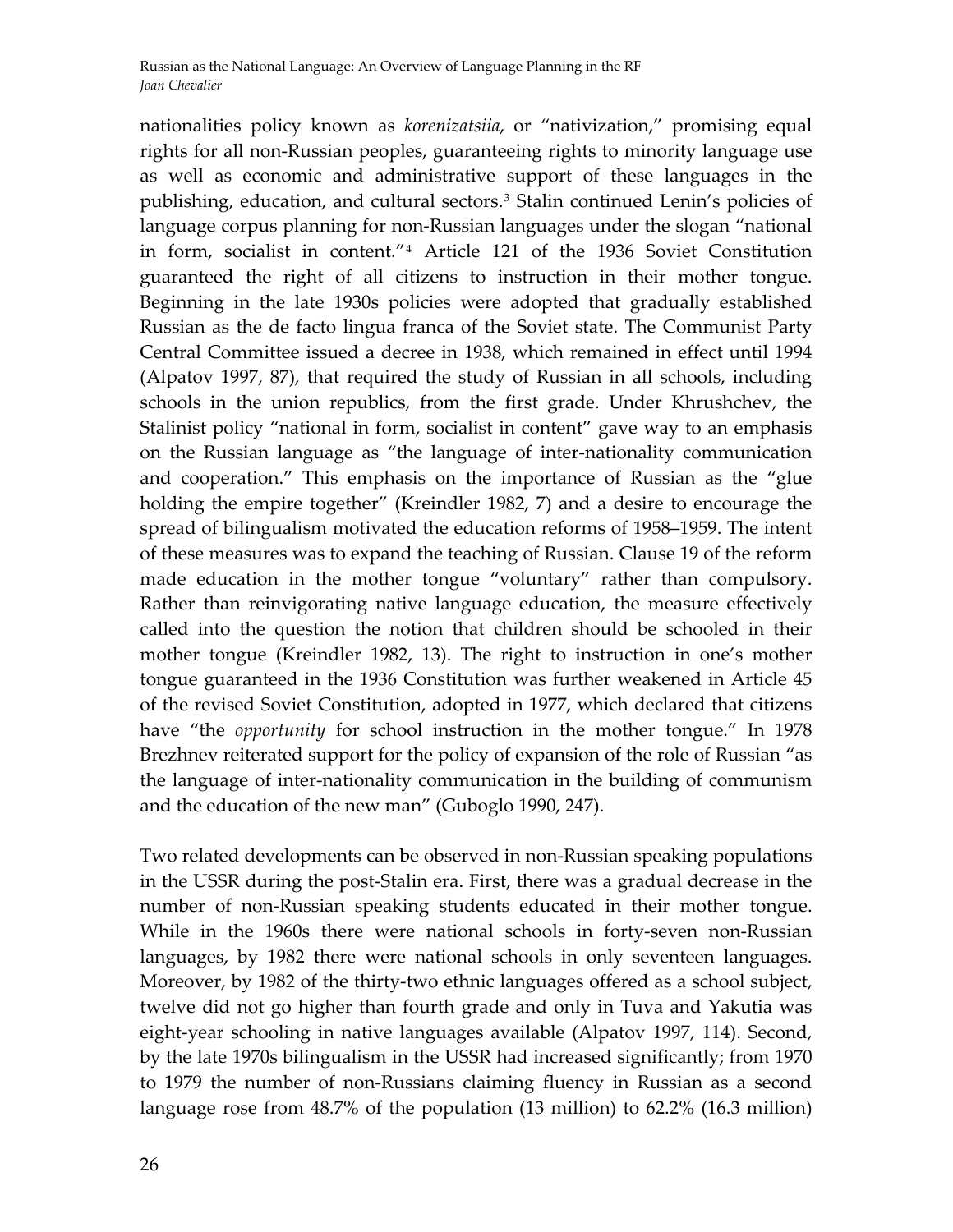nationalities policy known as *korenizatsiia*, or "nativization," promising equal rights for all non-Russian peoples, guaranteeing rights to minority language use as well as economic and administrative support of these languages in the publishing, education, and cultural sectors.[3] Stalin continued Lenin's policies of language corpus planning for non-Russian languages under the slogan "national in form, socialist in content."[4] Article 121 of the 1936 Soviet Constitution guaranteed the right of all citizens to instruction in their mother tongue. Beginning in the late 1930s policies were adopted that gradually established Russian as the de facto lingua franca of the Soviet state. The Communist Party Central Committee issued a decree in 1938, which remained in effect until 1994 (Alpatov 1997, 87), that required the study of Russian in all schools, including schools in the union republics, from the first grade. Under Khrushchev, the Stalinist policy "national in form, socialist in content" gave way to an emphasis on the Russian language as "the language of inter-nationality communication and cooperation." This emphasis on the importance of Russian as the "glue holding the empire together" (Kreindler 1982, 7) and a desire to encourage the spread of bilingualism motivated the education reforms of 1958–1959. The intent of these measures was to expand the teaching of Russian. Clause 19 of the reform made education in the mother tongue "voluntary" rather than compulsory. Rather than reinvigorating native language education, the measure effectively called into the question the notion that children should be schooled in their mother tongue (Kreindler 1982, 13). The right to instruction in one's mother tongue guaranteed in the 1936 Constitution was further weakened in Article 45 of the revised Soviet Constitution, adopted in 1977, which declared that citizens have "the *opportunity* for school instruction in the mother tongue." In 1978 Brezhnev reiterated support for the policy of expansion of the role of Russian "as the language of inter-nationality communication in the building of communism and the education of the new man" (Guboglo 1990, 247).

Two related developments can be observed in non-Russian speaking populations in the USSR during the post-Stalin era. First, there was a gradual decrease in the number of non-Russian speaking students educated in their mother tongue. While in the 1960s there were national schools in forty-seven non-Russian languages, by 1982 there were national schools in only seventeen languages. Moreover, by 1982 of the thirty-two ethnic languages offered as a school subject, twelve did not go higher than fourth grade and only in Tuva and Yakutia was eight-year schooling in native languages available (Alpatov 1997, 114). Second, by the late 1970s bilingualism in the USSR had increased significantly; from 1970 to 1979 the number of non-Russians claiming fluency in Russian as a second language rose from 48.7% of the population (13 million) to 62.2% (16.3 million)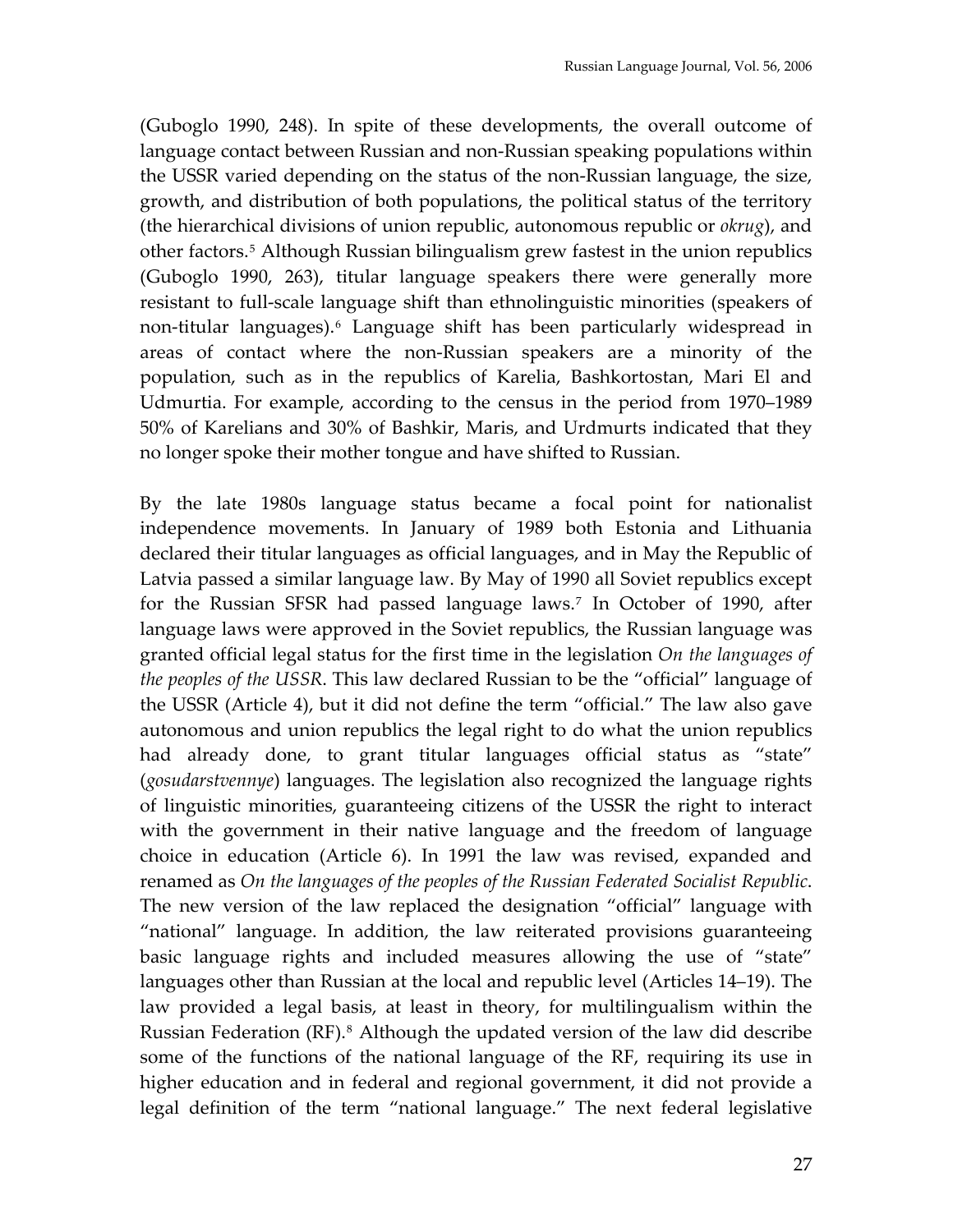(Guboglo 1990, 248). In spite of these developments, the overall outcome of language contact between Russian and non-Russian speaking populations within the USSR varied depending on the status of the non-Russian language, the size, growth, and distribution of both populations, the political status of the territory (the hierarchical divisions of union republic, autonomous republic or *okrug*), and other factors.[5] Although Russian bilingualism grew fastest in the union republics (Guboglo 1990, 263), titular language speakers there were generally more resistant to full-scale language shift than ethnolinguistic minorities (speakers of non-titular languages).[6] Language shift has been particularly widespread in areas of contact where the non-Russian speakers are a minority of the population, such as in the republics of Karelia, Bashkortostan, Mari El and Udmurtia. For example, according to the census in the period from 1970–1989 50% of Karelians and 30% of Bashkir, Maris, and Urdmurts indicated that they no longer spoke their mother tongue and have shifted to Russian.

By the late 1980s language status became a focal point for nationalist independence movements. In January of 1989 both Estonia and Lithuania declared their titular languages as official languages, and in May the Republic of Latvia passed a similar language law. By May of 1990 all Soviet republics except for the Russian SFSR had passed language laws.[7] In October of 1990, after language laws were approved in the Soviet republics, the Russian language was granted official legal status for the first time in the legislation *On the languages of the peoples of the USSR*. This law declared Russian to be the "official" language of the USSR (Article 4), but it did not define the term "official." The law also gave autonomous and union republics the legal right to do what the union republics had already done, to grant titular languages official status as "state" (*gosudarstvennye*) languages. The legislation also recognized the language rights of linguistic minorities, guaranteeing citizens of the USSR the right to interact with the government in their native language and the freedom of language choice in education (Article 6). In 1991 the law was revised, expanded and renamed as *On the languages of the peoples of the Russian Federated Socialist Republic*. The new version of the law replaced the designation "official" language with "national" language. In addition, the law reiterated provisions guaranteeing basic language rights and included measures allowing the use of "state" languages other than Russian at the local and republic level (Articles 14–19). The law provided a legal basis, at least in theory, for multilingualism within the Russian Federation (RF).[8] Although the updated version of the law did describe some of the functions of the national language of the RF, requiring its use in higher education and in federal and regional government, it did not provide a legal definition of the term "national language." The next federal legislative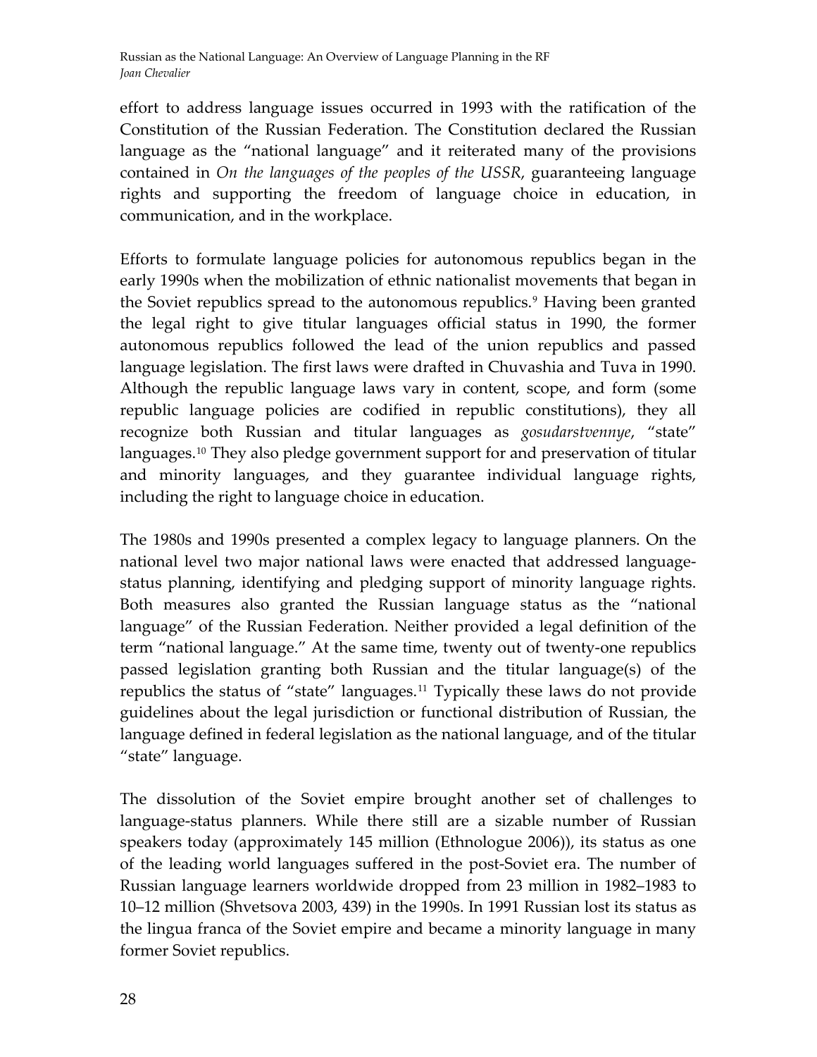effort to address language issues occurred in 1993 with the ratification of the Constitution of the Russian Federation. The Constitution declared the Russian language as the "national language" and it reiterated many of the provisions contained in *On the languages of the peoples of the USSR*, guaranteeing language rights and supporting the freedom of language choice in education, in communication, and in the workplace.

Efforts to formulate language policies for autonomous republics began in the early 1990s when the mobilization of ethnic nationalist movements that began in the Soviet republics spread to the autonomous republics.[9] Having been granted the legal right to give titular languages official status in 1990, the former autonomous republics followed the lead of the union republics and passed language legislation. The first laws were drafted in Chuvashia and Tuva in 1990. Although the republic language laws vary in content, scope, and form (some republic language policies are codified in republic constitutions), they all recognize both Russian and titular languages as *gosudarstvennye*, "state" languages.[10] They also pledge government support for and preservation of titular and minority languages, and they guarantee individual language rights, including the right to language choice in education.

The 1980s and 1990s presented a complex legacy to language planners. On the national level two major national laws were enacted that addressed language-status planning, identifying and pledging support of minority language rights. Both measures also granted the Russian language status as the "national language" of the Russian Federation. Neither provided a legal definition of the term "national language." At the same time, twenty out of twenty-one republics passed legislation granting both Russian and the titular language(s) of the republics the status of "state" languages.[11] Typically these laws do not provide guidelines about the legal jurisdiction or functional distribution of Russian, the language defined in federal legislation as the national language, and of the titular "state" language.

The dissolution of the Soviet empire brought another set of challenges to language-status planners. While there still are a sizable number of Russian speakers today (approximately 145 million (Ethnologue 2006)), its status as one of the leading world languages suffered in the post-Soviet era. The number of Russian language learners worldwide dropped from 23 million in 1982–1983 to 10–12 million (Shvetsova 2003, 439) in the 1990s. In 1991 Russian lost its status as the lingua franca of the Soviet empire and became a minority language in many former Soviet republics.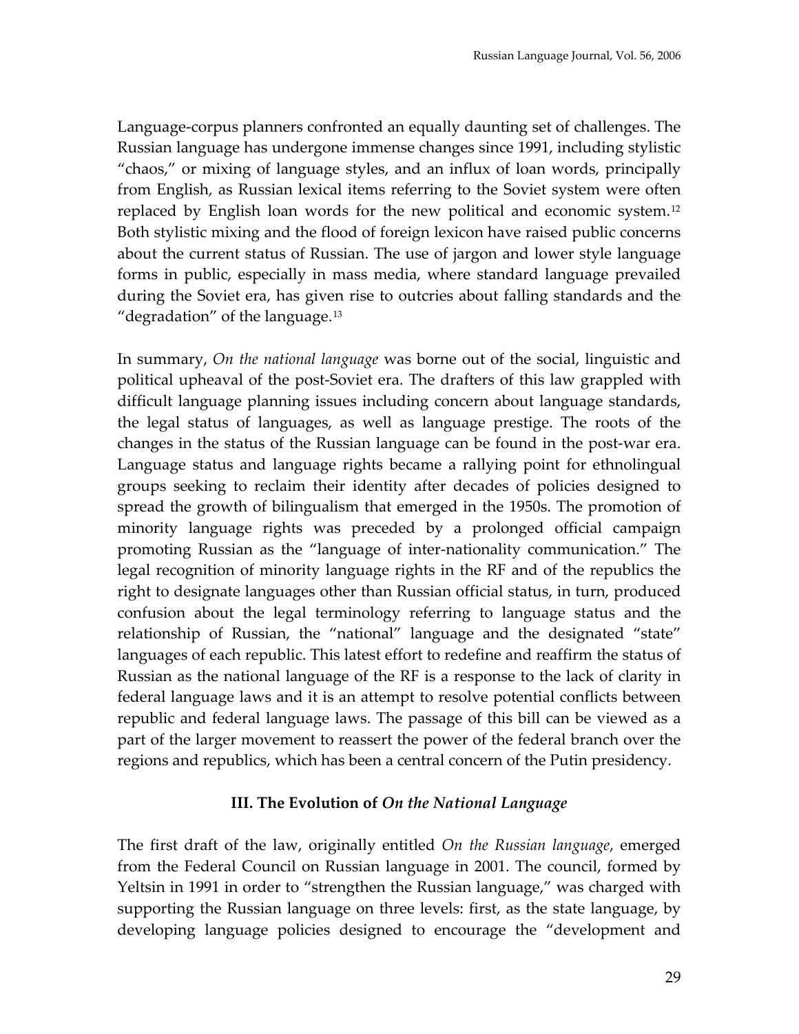Language-corpus planners confronted an equally daunting set of challenges. The Russian language has undergone immense changes since 1991, including stylistic "chaos," or mixing of language styles, and an influx of loan words, principally from English, as Russian lexical items referring to the Soviet system were often replaced by English loan words for the new political and economic system.[12] Both stylistic mixing and the flood of foreign lexicon have raised public concerns about the current status of Russian. The use of jargon and lower style language forms in public, especially in mass media, where standard language prevailed during the Soviet era, has given rise to outcries about falling standards and the "degradation" of the language.[13]

In summary, *On the national language* was borne out of the social, linguistic and political upheaval of the post-Soviet era. The drafters of this law grappled with difficult language planning issues including concern about language standards, the legal status of languages, as well as language prestige. The roots of the changes in the status of the Russian language can be found in the post-war era. Language status and language rights became a rallying point for ethnolingual groups seeking to reclaim their identity after decades of policies designed to spread the growth of bilingualism that emerged in the 1950s. The promotion of minority language rights was preceded by a prolonged official campaign promoting Russian as the "language of inter-nationality communication." The legal recognition of minority language rights in the RF and of the republics the right to designate languages other than Russian official status, in turn, produced confusion about the legal terminology referring to language status and the relationship of Russian, the "national" language and the designated "state" languages of each republic. This latest effort to redefine and reaffirm the status of Russian as the national language of the RF is a response to the lack of clarity in federal language laws and it is an attempt to resolve potential conflicts between republic and federal language laws. The passage of this bill can be viewed as a part of the larger movement to reassert the power of the federal branch over the regions and republics, which has been a central concern of the Putin presidency.

## III. The Evolution of *On the National Language*

The first draft of the law, originally entitled *On the Russian language*, emerged from the Federal Council on Russian language in 2001. The council, formed by Yeltsin in 1991 in order to "strengthen the Russian language," was charged with supporting the Russian language on three levels: first, as the state language, by developing language policies designed to encourage the "development and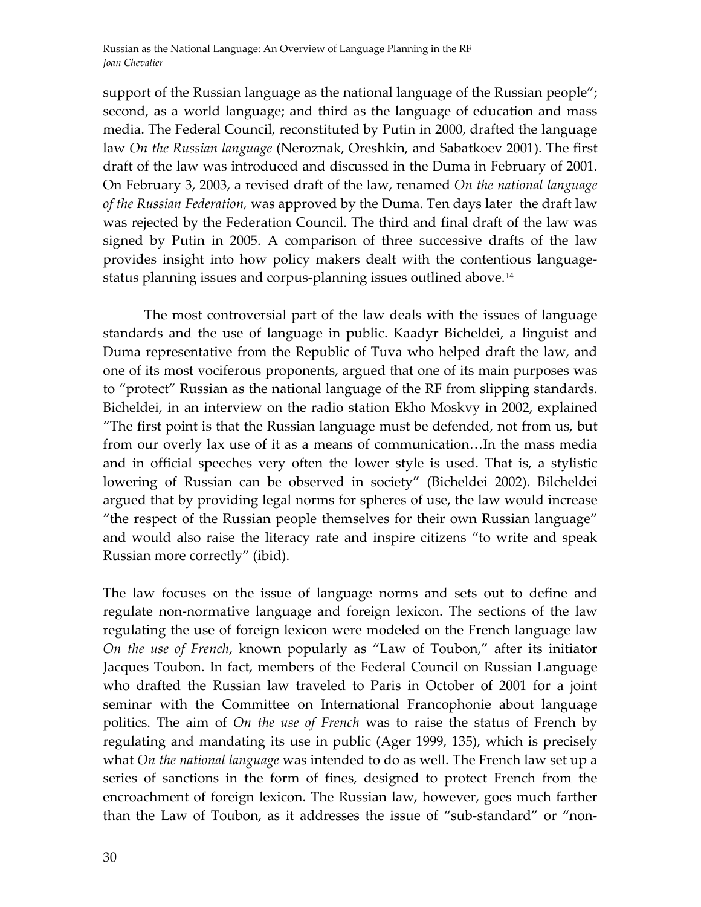support of the Russian language as the national language of the Russian people"; second, as a world language; and third as the language of education and mass media. The Federal Council, reconstituted by Putin in 2000, drafted the language law *On the Russian language* (Neroznak, Oreshkin, and Sabatkoev 2001). The first draft of the law was introduced and discussed in the Duma in February of 2001. On February 3, 2003, a revised draft of the law, renamed *On the national language of the Russian Federation,* was approved by the Duma. Ten days later the draft law was rejected by the Federation Council. The third and final draft of the law was signed by Putin in 2005. A comparison of three successive drafts of the law provides insight into how policy makers dealt with the contentious language-status planning issues and corpus-planning issues outlined above.[14]

The most controversial part of the law deals with the issues of language standards and the use of language in public. Kaadyr Bicheldei, a linguist and Duma representative from the Republic of Tuva who helped draft the law, and one of its most vociferous proponents, argued that one of its main purposes was to "protect" Russian as the national language of the RF from slipping standards. Bicheldei, in an interview on the radio station Ekho Moskvy in 2002, explained "The first point is that the Russian language must be defended, not from us, but from our overly lax use of it as a means of communication…In the mass media and in official speeches very often the lower style is used. That is, a stylistic lowering of Russian can be observed in society" (Bicheldei 2002). Bilcheldei argued that by providing legal norms for spheres of use, the law would increase "the respect of the Russian people themselves for their own Russian language" and would also raise the literacy rate and inspire citizens "to write and speak Russian more correctly" (ibid).

The law focuses on the issue of language norms and sets out to define and regulate non-normative language and foreign lexicon. The sections of the law regulating the use of foreign lexicon were modeled on the French language law *On the use of French*, known popularly as "Law of Toubon," after its initiator Jacques Toubon. In fact, members of the Federal Council on Russian Language who drafted the Russian law traveled to Paris in October of 2001 for a joint seminar with the Committee on International Francophonie about language politics. The aim of *On the use of French* was to raise the status of French by regulating and mandating its use in public (Ager 1999, 135), which is precisely what *On the national language* was intended to do as well. The French law set up a series of sanctions in the form of fines, designed to protect French from the encroachment of foreign lexicon. The Russian law, however, goes much farther than the Law of Toubon, as it addresses the issue of "sub-standard" or "non-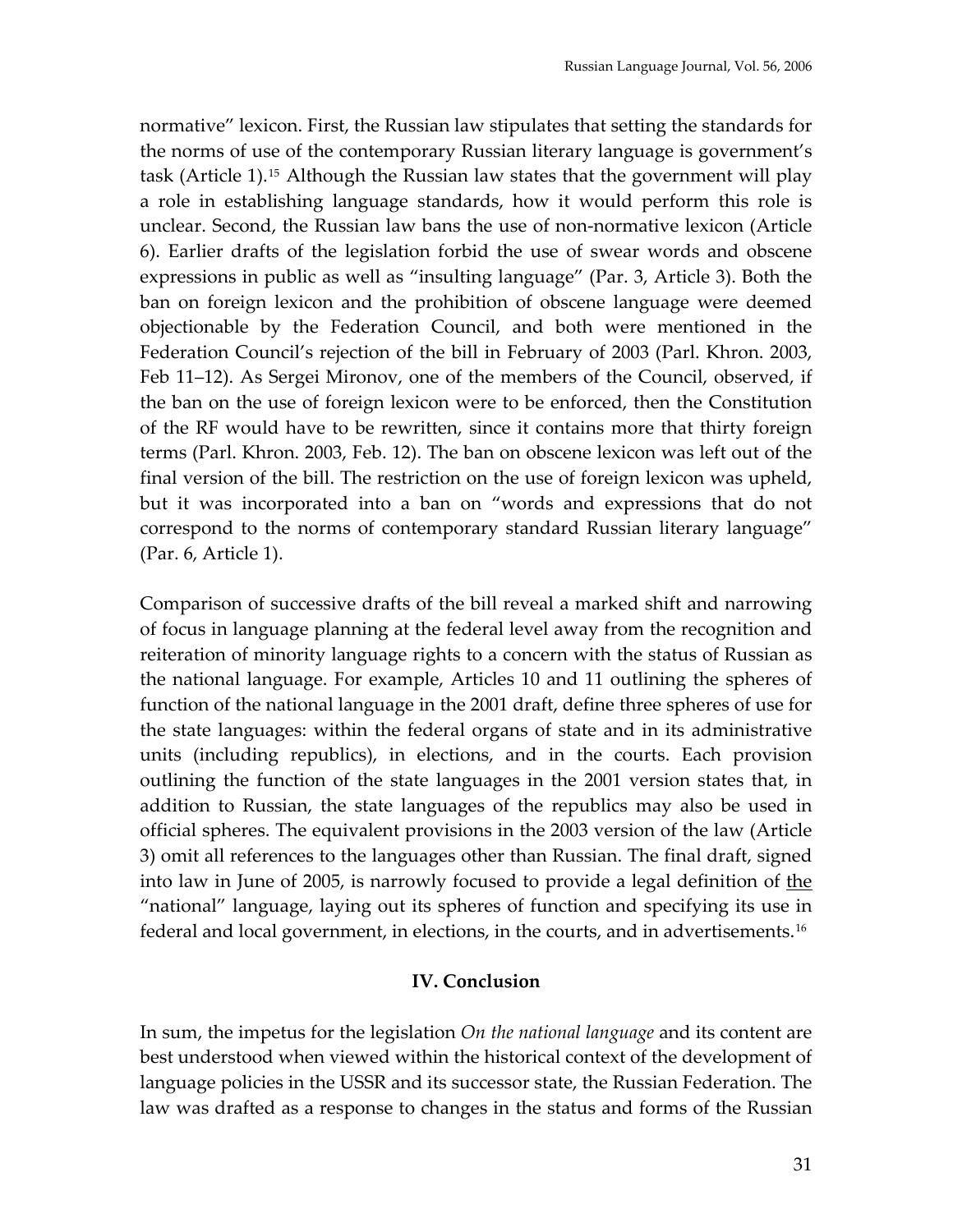normative" lexicon. First, the Russian law stipulates that setting the standards for the norms of use of the contemporary Russian literary language is government's task (Article 1).[15] Although the Russian law states that the government will play a role in establishing language standards, how it would perform this role is unclear. Second, the Russian law bans the use of non-normative lexicon (Article 6). Earlier drafts of the legislation forbid the use of swear words and obscene expressions in public as well as "insulting language" (Par. 3, Article 3). Both the ban on foreign lexicon and the prohibition of obscene language were deemed objectionable by the Federation Council, and both were mentioned in the Federation Council's rejection of the bill in February of 2003 (Parl. Khron. 2003, Feb 11–12). As Sergei Mironov, one of the members of the Council, observed, if the ban on the use of foreign lexicon were to be enforced, then the Constitution of the RF would have to be rewritten, since it contains more that thirty foreign terms (Parl. Khron. 2003, Feb. 12). The ban on obscene lexicon was left out of the final version of the bill. The restriction on the use of foreign lexicon was upheld, but it was incorporated into a ban on "words and expressions that do not correspond to the norms of contemporary standard Russian literary language" (Par. 6, Article 1).

Comparison of successive drafts of the bill reveal a marked shift and narrowing of focus in language planning at the federal level away from the recognition and reiteration of minority language rights to a concern with the status of Russian as the national language. For example, Articles 10 and 11 outlining the spheres of function of the national language in the 2001 draft, define three spheres of use for the state languages: within the federal organs of state and in its administrative units (including republics), in elections, and in the courts. Each provision outlining the function of the state languages in the 2001 version states that, in addition to Russian, the state languages of the republics may also be used in official spheres. The equivalent provisions in the 2003 version of the law (Article 3) omit all references to the languages other than Russian. The final draft, signed into law in June of 2005, is narrowly focused to provide a legal definition of <u>the</u> "national" language, laying out its spheres of function and specifying its use in federal and local government, in elections, in the courts, and in advertisements.[16]

## IV. Conclusion

In sum, the impetus for the legislation *On the national language* and its content are best understood when viewed within the historical context of the development of language policies in the USSR and its successor state, the Russian Federation. The law was drafted as a response to changes in the status and forms of the Russian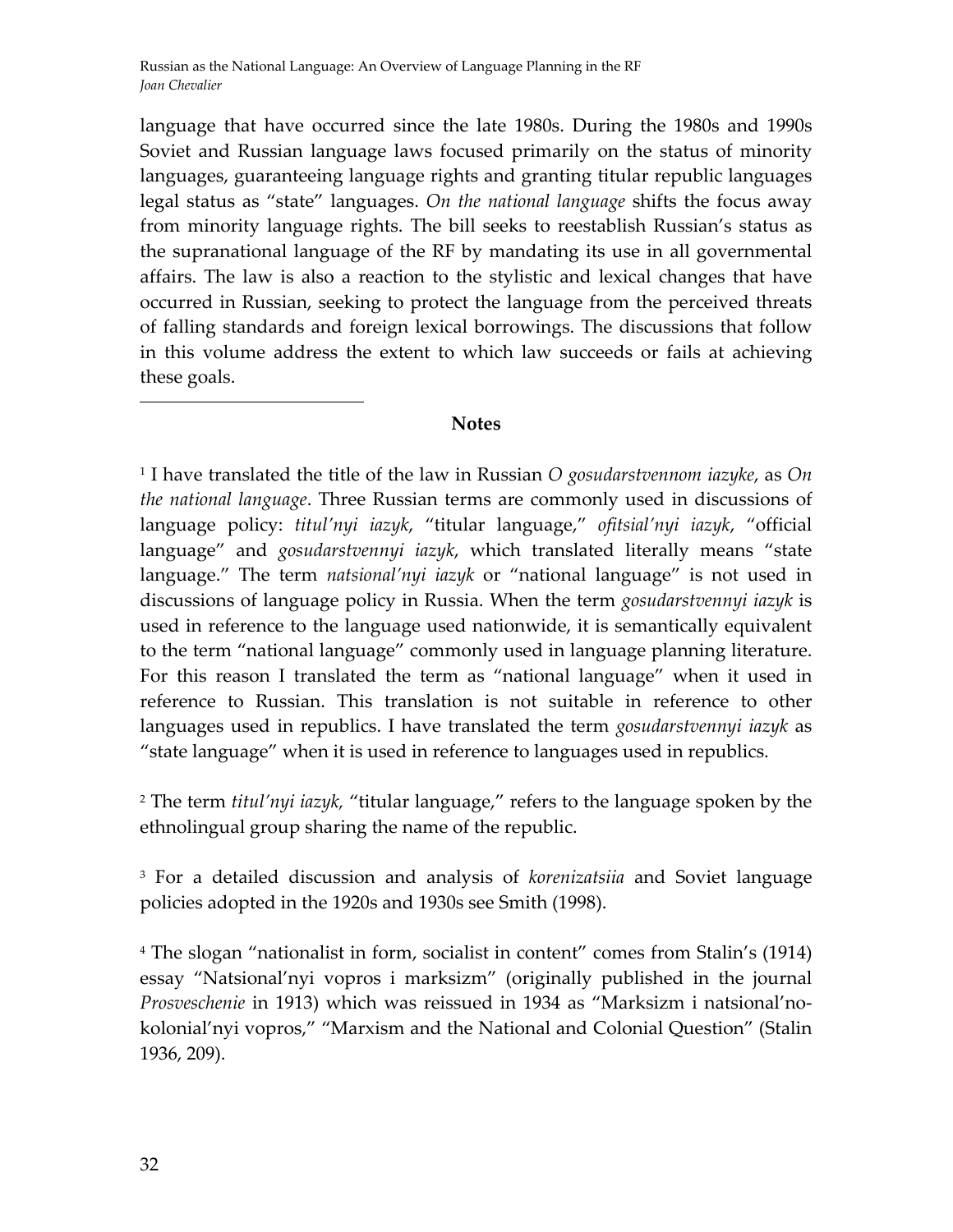language that have occurred since the late 1980s. During the 1980s and 1990s Soviet and Russian language laws focused primarily on the status of minority languages, guaranteeing language rights and granting titular republic languages legal status as "state" languages. *On the national language* shifts the focus away from minority language rights. The bill seeks to reestablish Russian's status as the supranational language of the RF by mandating its use in all governmental affairs. The law is also a reaction to the stylistic and lexical changes that have occurred in Russian, seeking to protect the language from the perceived threats of falling standards and foreign lexical borrowings. The discussions that follow in this volume address the extent to which law succeeds or fails at achieving these goals.

## Notes

[1] I have translated the title of the law in Russian *O gosudarstvennom iazyke*, as *On the national language*. Three Russian terms are commonly used in discussions of language policy: *titul'nyi iazyk*, "titular language," *ofitsial'nyi iazyk*, "official language" and *gosudarstvennyi iazyk*, which translated literally means "state language." The term *natsional'nyi iazyk* or "national language" is not used in discussions of language policy in Russia. When the term *gosudarstvennyi iazyk* is used in reference to the language used nationwide, it is semantically equivalent to the term "national language" commonly used in language planning literature. For this reason I translated the term as "national language" when it used in reference to Russian. This translation is not suitable in reference to other languages used in republics. I have translated the term *gosudarstvennyi iazyk* as "state language" when it is used in reference to languages used in republics.

[2] The term *titul'nyi iazyk,* "titular language," refers to the language spoken by the ethnolingual group sharing the name of the republic.

[3] For a detailed discussion and analysis of *korenizatsiia* and Soviet language policies adopted in the 1920s and 1930s see Smith (1998).

[4] The slogan "nationalist in form, socialist in content" comes from Stalin's (1914) essay "Natsional'nyi vopros i marksizm" (originally published in the journal *Prosveschenie* in 1913) which was reissued in 1934 as "Marksizm i natsional'no-kolonial'nyi vopros," "Marxism and the National and Colonial Question" (Stalin 1936, 209).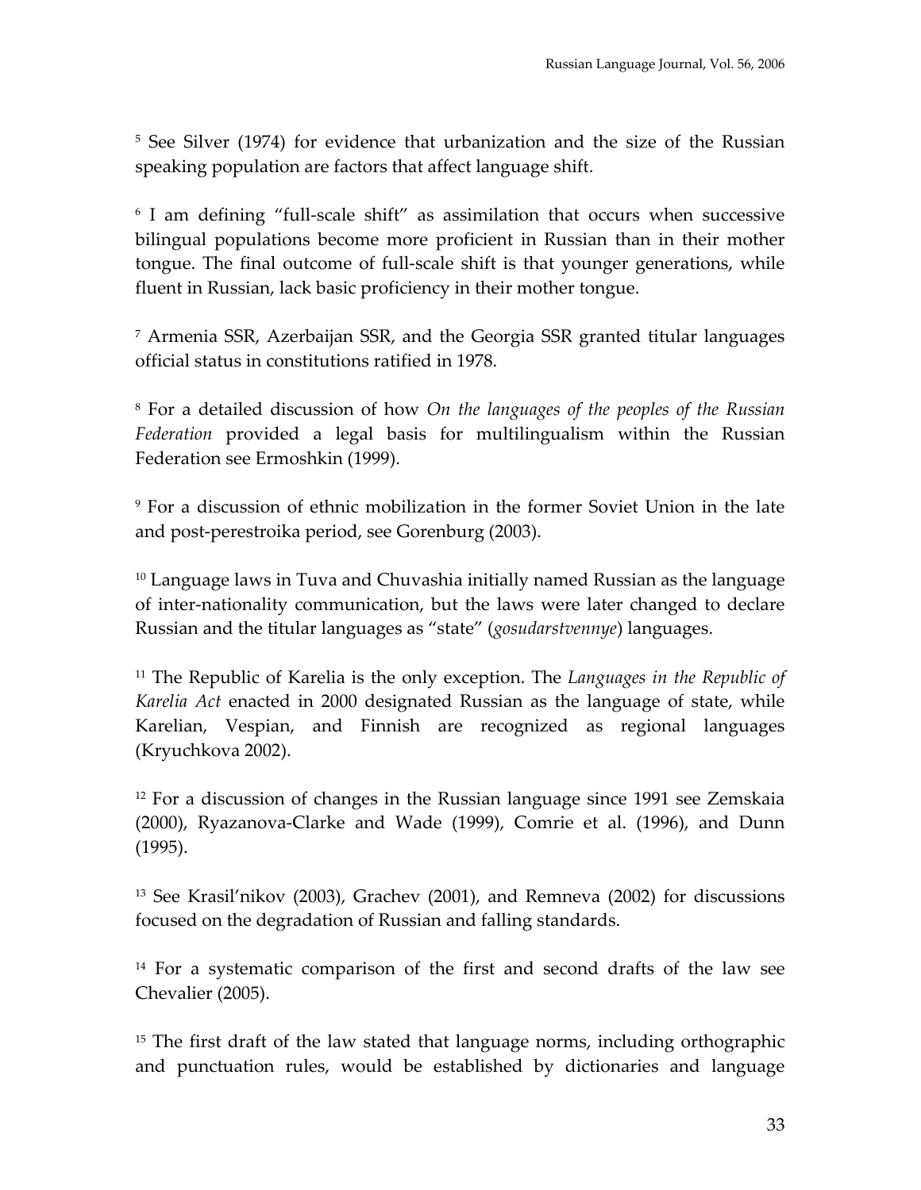[5] See Silver (1974) for evidence that urbanization and the size of the Russian speaking population are factors that affect language shift.

[6] I am defining "full-scale shift" as assimilation that occurs when successive bilingual populations become more proficient in Russian than in their mother tongue. The final outcome of full-scale shift is that younger generations, while fluent in Russian, lack basic proficiency in their mother tongue.

[7] Armenia SSR, Azerbaijan SSR, and the Georgia SSR granted titular languages official status in constitutions ratified in 1978.

[8] For a detailed discussion of how *On the languages of the peoples of the Russian Federation* provided a legal basis for multilingualism within the Russian Federation see Ermoshkin (1999).

[9] For a discussion of ethnic mobilization in the former Soviet Union in the late and post-perestroika period, see Gorenburg (2003).

[10] Language laws in Tuva and Chuvashia initially named Russian as the language of inter-nationality communication, but the laws were later changed to declare Russian and the titular languages as "state" (*gosudarstvennye*) languages.

[11] The Republic of Karelia is the only exception. The *Languages in the Republic of Karelia Act* enacted in 2000 designated Russian as the language of state, while Karelian, Vespian, and Finnish are recognized as regional languages (Kryuchkova 2002).

[12] For a discussion of changes in the Russian language since 1991 see Zemskaia (2000), Ryazanova-Clarke and Wade (1999), Comrie et al. (1996), and Dunn (1995).

[13] See Krasil'nikov (2003), Grachev (2001), and Remneva (2002) for discussions focused on the degradation of Russian and falling standards.

[14] For a systematic comparison of the first and second drafts of the law see Chevalier (2005).

[15] The first draft of the law stated that language norms, including orthographic and punctuation rules, would be established by dictionaries and language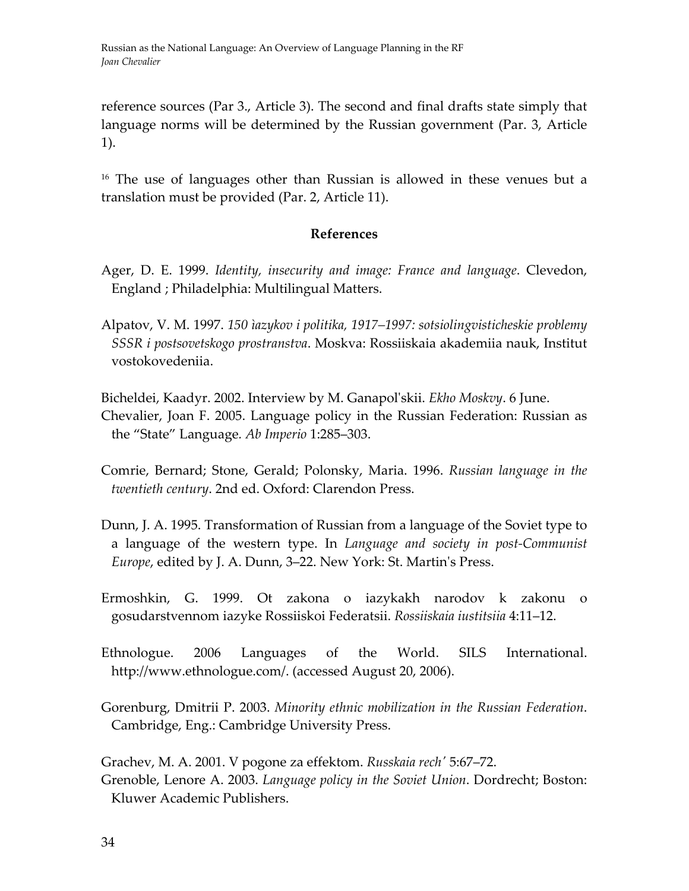reference sources (Par 3., Article 3). The second and final drafts state simply that language norms will be determined by the Russian government (Par. 3, Article 1).

[16] The use of languages other than Russian is allowed in these venues but a translation must be provided (Par. 2, Article 11).

## References

Ager, D. E. 1999. *Identity, insecurity and image: France and language*. Clevedon, England ; Philadelphia: Multilingual Matters.

Alpatov, V. M. 1997. *150 ìazykov i politika, 1917–1997: sotsiolingvisticheskie problemy SSSR i postsovetskogo prostranstva*. Moskva: Rossiiskaia akademiia nauk, Institut vostokovedeniia.

Bicheldei, Kaadyr. 2002. Interview by M. Ganapol'skii. *Ekho Moskvy*. 6 June.

Chevalier, Joan F. 2005. Language policy in the Russian Federation: Russian as the "State" Language. *Ab Imperio* 1:285–303.

Comrie, Bernard; Stone, Gerald; Polonsky, Maria. 1996. *Russian language in the twentieth century*. 2nd ed. Oxford: Clarendon Press.

Dunn, J. A. 1995. Transformation of Russian from a language of the Soviet type to a language of the western type. In *Language and society in post-Communist Europe*, edited by J. A. Dunn, 3–22. New York: St. Martin's Press.

Ermoshkin, G. 1999. Ot zakona o iazykakh narodov k zakonu o gosudarstvennom iazyke Rossiiskoi Federatsii. *Rossiiskaia iustitsiia* 4:11–12.

Ethnologue. 2006 Languages of the World. SILS International. http://www.ethnologue.com/. (accessed August 20, 2006).

Gorenburg, Dmitrii P. 2003. *Minority ethnic mobilization in the Russian Federation*. Cambridge, Eng.: Cambridge University Press.

Grachev, M. A. 2001. V pogone za effektom. *Russkaia rech'* 5:67–72.

Grenoble, Lenore A. 2003. *Language policy in the Soviet Union*. Dordrecht; Boston: Kluwer Academic Publishers.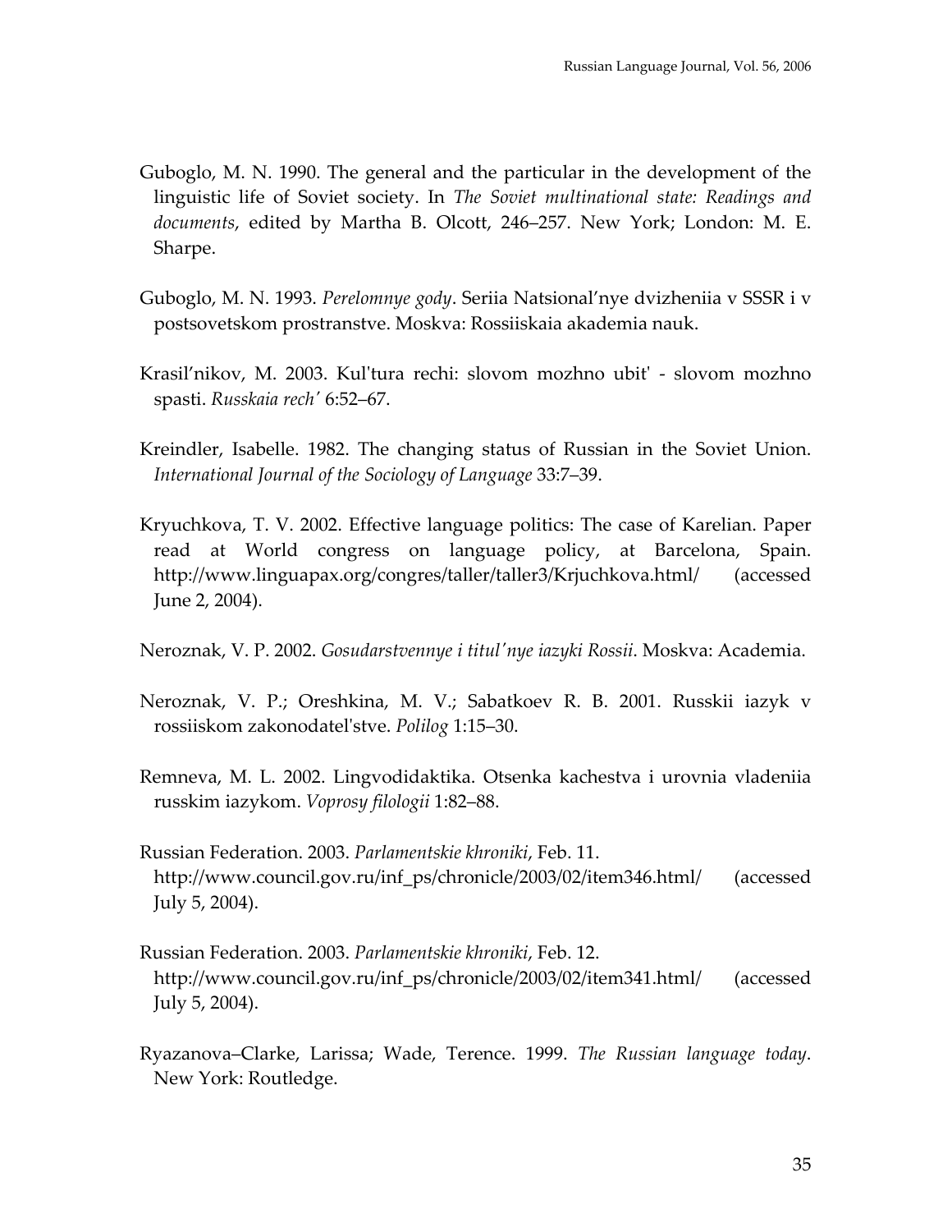Guboglo, M. N. 1990. The general and the particular in the development of the linguistic life of Soviet society. In *The Soviet multinational state: Readings and documents*, edited by Martha B. Olcott, 246–257. New York; London: M. E. Sharpe.

Guboglo, M. N. 1993. *Perelomnye gody*. Seriia Natsional'nye dvizheniia v SSSR i v postsovetskom prostranstve. Moskva: Rossiiskaia akademia nauk.

Krasil'nikov, M. 2003. Kul'tura rechi: slovom mozhno ubit' - slovom mozhno spasti. *Russkaia rech'* 6:52–67.

Kreindler, Isabelle. 1982. The changing status of Russian in the Soviet Union. *International Journal of the Sociology of Language* 33:7–39.

Kryuchkova, T. V. 2002. Effective language politics: The case of Karelian. Paper read at World congress on language policy, at Barcelona, Spain. http://www.linguapax.org/congres/taller/taller3/Krjuchkova.html/ (accessed June 2, 2004).

Neroznak, V. P. 2002. *Gosudarstvennye i titul'nye iazyki Rossii*. Moskva: Academia.

Neroznak, V. P.; Oreshkina, M. V.; Sabatkoev R. B. 2001. Russkii iazyk v rossiiskom zakonodatel'stve. *Polilog* 1:15–30.

Remneva, M. L. 2002. Lingvodidaktika. Otsenka kachestva i urovnia vladeniia russkim iazykom. *Voprosy filologii* 1:82–88.

Russian Federation. 2003. *Parlamentskie khroniki*, Feb. 11. http://www.council.gov.ru/inf_ps/chronicle/2003/02/item346.html/ (accessed July 5, 2004).

Russian Federation. 2003. *Parlamentskie khroniki*, Feb. 12. http://www.council.gov.ru/inf_ps/chronicle/2003/02/item341.html/ (accessed July 5, 2004).

Ryazanova–Clarke, Larissa; Wade, Terence. 1999. *The Russian language today*. New York: Routledge.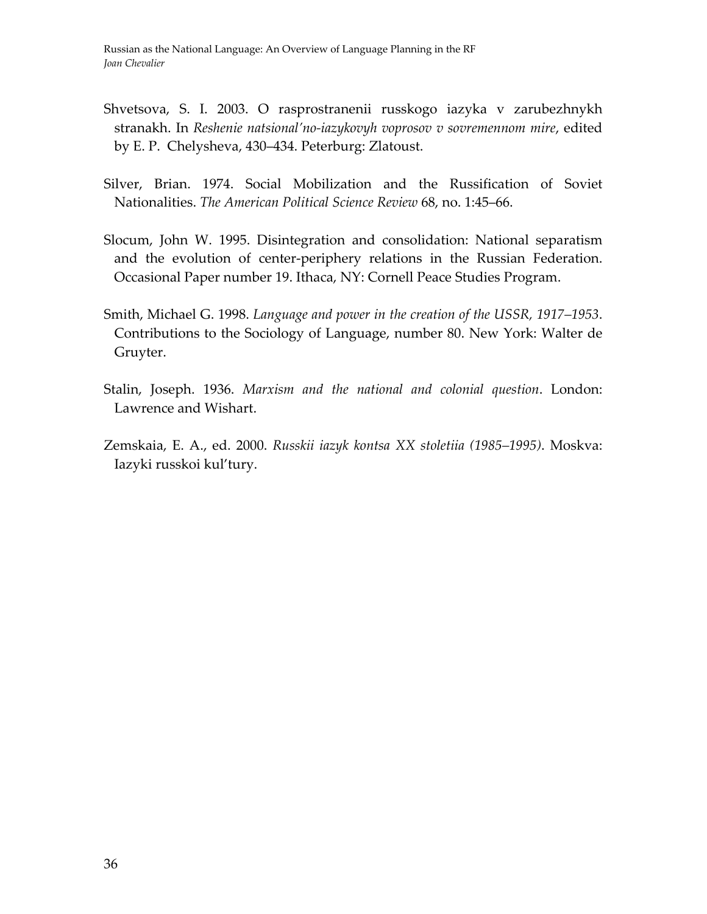Shvetsova, S. I. 2003. O rasprostranenii russkogo iazyka v zarubezhnykh stranakh. In *Reshenie natsional'no-iazykovyh voprosov v sovremennom mire*, edited by E. P. Chelysheva, 430–434. Peterburg: Zlatoust.

Silver, Brian. 1974. Social Mobilization and the Russification of Soviet Nationalities. *The American Political Science Review* 68, no. 1:45–66.

Slocum, John W. 1995. Disintegration and consolidation: National separatism and the evolution of center-periphery relations in the Russian Federation. Occasional Paper number 19. Ithaca, NY: Cornell Peace Studies Program.

Smith, Michael G. 1998. *Language and power in the creation of the USSR, 1917–1953*. Contributions to the Sociology of Language, number 80. New York: Walter de Gruyter.

Stalin, Joseph. 1936. *Marxism and the national and colonial question*. London: Lawrence and Wishart.

Zemskaia, E. A., ed. 2000. *Russkii iazyk kontsa XX stoletiia (1985–1995)*. Moskva: Iazyki russkoi kul'tury.